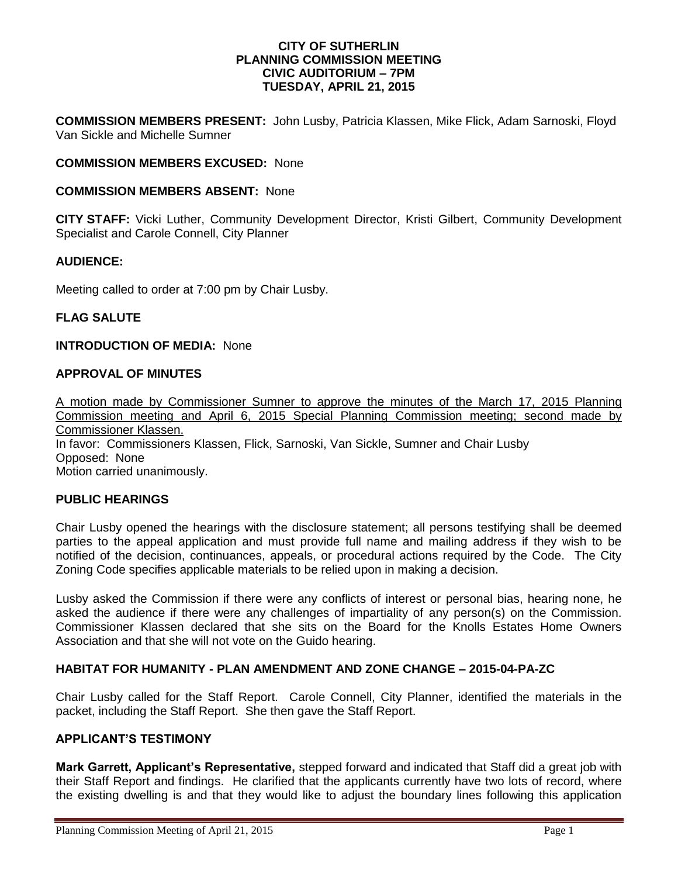**CITY OF SUTHERLIN**
**PLANNING COMMISSION MEETING**
**CIVIC AUDITORIUM – 7PM**
**TUESDAY, APRIL 21, 2015**

**COMMISSION MEMBERS PRESENT:** John Lusby, Patricia Klassen, Mike Flick, Adam Sarnoski, Floyd Van Sickle and Michelle Sumner

**COMMISSION MEMBERS EXCUSED:** None

**COMMISSION MEMBERS ABSENT:** None

**CITY STAFF:** Vicki Luther, Community Development Director, Kristi Gilbert, Community Development Specialist and Carole Connell, City Planner

**AUDIENCE:**

Meeting called to order at 7:00 pm by Chair Lusby.

**FLAG SALUTE**

**INTRODUCTION OF MEDIA:** None

**APPROVAL OF MINUTES**

<u>A motion made by Commissioner Sumner to approve the minutes of the March 17, 2015 Planning Commission meeting and April 6, 2015 Special Planning Commission meeting; second made by Commissioner Klassen.</u>
In favor: Commissioners Klassen, Flick, Sarnoski, Van Sickle, Sumner and Chair Lusby
Opposed: None
Motion carried unanimously.

**PUBLIC HEARINGS**

Chair Lusby opened the hearings with the disclosure statement; all persons testifying shall be deemed parties to the appeal application and must provide full name and mailing address if they wish to be notified of the decision, continuances, appeals, or procedural actions required by the Code. The City Zoning Code specifies applicable materials to be relied upon in making a decision.

Lusby asked the Commission if there were any conflicts of interest or personal bias, hearing none, he asked the audience if there were any challenges of impartiality of any person(s) on the Commission. Commissioner Klassen declared that she sits on the Board for the Knolls Estates Home Owners Association and that she will not vote on the Guido hearing.

**HABITAT FOR HUMANITY - PLAN AMENDMENT AND ZONE CHANGE – 2015-04-PA-ZC**

Chair Lusby called for the Staff Report. Carole Connell, City Planner, identified the materials in the packet, including the Staff Report. She then gave the Staff Report.

**APPLICANT'S TESTIMONY**

**Mark Garrett, Applicant's Representative,** stepped forward and indicated that Staff did a great job with their Staff Report and findings. He clarified that the applicants currently have two lots of record, where the existing dwelling is and that they would like to adjust the boundary lines following this application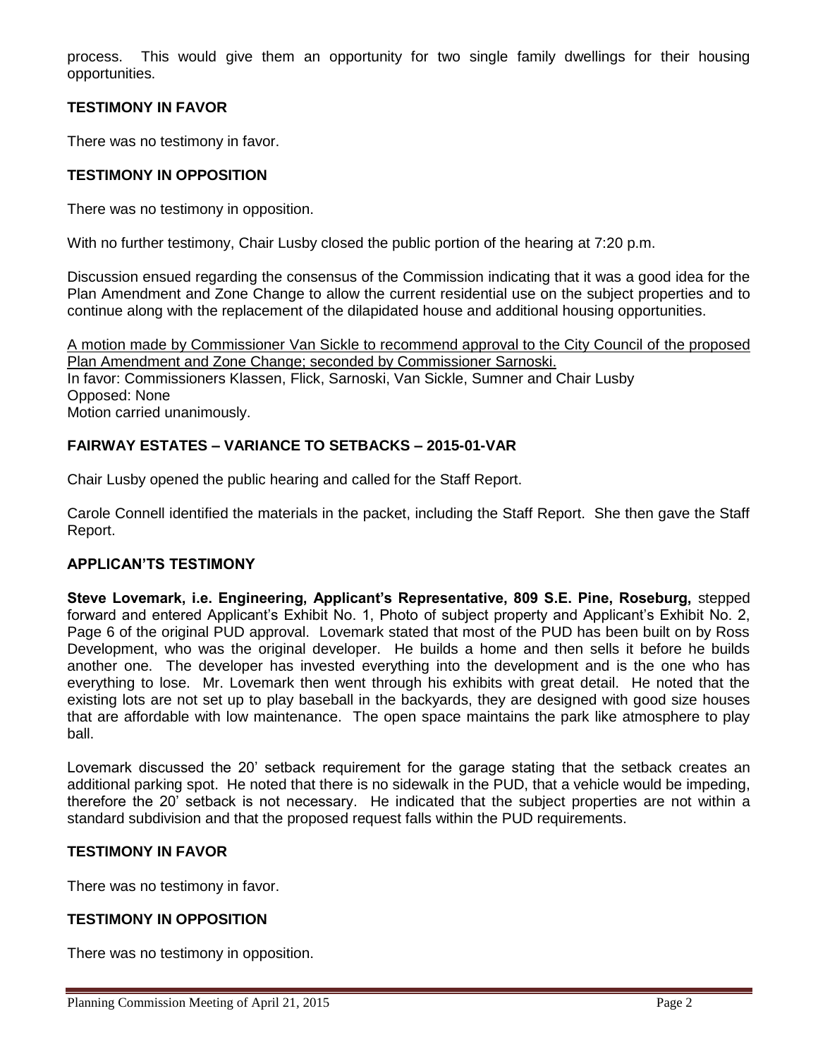process. This would give them an opportunity for two single family dwellings for their housing opportunities.

### TESTIMONY IN FAVOR

There was no testimony in favor.

### TESTIMONY IN OPPOSITION

There was no testimony in opposition.

With no further testimony, Chair Lusby closed the public portion of the hearing at 7:20 p.m.

Discussion ensued regarding the consensus of the Commission indicating that it was a good idea for the Plan Amendment and Zone Change to allow the current residential use on the subject properties and to continue along with the replacement of the dilapidated house and additional housing opportunities.

A motion made by Commissioner Van Sickle to recommend approval to the City Council of the proposed Plan Amendment and Zone Change; seconded by Commissioner Sarnoski.
In favor: Commissioners Klassen, Flick, Sarnoski, Van Sickle, Sumner and Chair Lusby
Opposed: None
Motion carried unanimously.

### FAIRWAY ESTATES – VARIANCE TO SETBACKS – 2015-01-VAR

Chair Lusby opened the public hearing and called for the Staff Report.

Carole Connell identified the materials in the packet, including the Staff Report. She then gave the Staff Report.

### APPLICAN'TS TESTIMONY

**Steve Lovemark, i.e. Engineering, Applicant's Representative, 809 S.E. Pine, Roseburg,** stepped forward and entered Applicant's Exhibit No. 1, Photo of subject property and Applicant's Exhibit No. 2, Page 6 of the original PUD approval. Lovemark stated that most of the PUD has been built on by Ross Development, who was the original developer. He builds a home and then sells it before he builds another one. The developer has invested everything into the development and is the one who has everything to lose. Mr. Lovemark then went through his exhibits with great detail. He noted that the existing lots are not set up to play baseball in the backyards, they are designed with good size houses that are affordable with low maintenance. The open space maintains the park like atmosphere to play ball.

Lovemark discussed the 20' setback requirement for the garage stating that the setback creates an additional parking spot. He noted that there is no sidewalk in the PUD, that a vehicle would be impeding, therefore the 20' setback is not necessary. He indicated that the subject properties are not within a standard subdivision and that the proposed request falls within the PUD requirements.

### TESTIMONY IN FAVOR

There was no testimony in favor.

### TESTIMONY IN OPPOSITION

There was no testimony in opposition.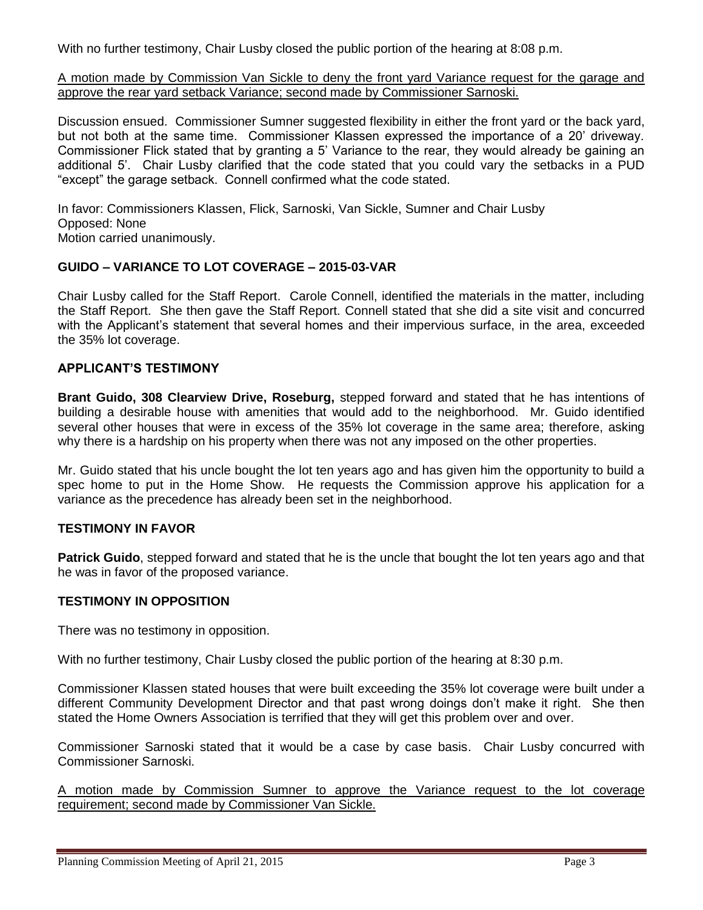With no further testimony, Chair Lusby closed the public portion of the hearing at 8:08 p.m.

<u>A motion made by Commission Van Sickle to deny the front yard Variance request for the garage and approve the rear yard setback Variance; second made by Commissioner Sarnoski.</u>

Discussion ensued. Commissioner Sumner suggested flexibility in either the front yard or the back yard, but not both at the same time. Commissioner Klassen expressed the importance of a 20' driveway. Commissioner Flick stated that by granting a 5' Variance to the rear, they would already be gaining an additional 5'. Chair Lusby clarified that the code stated that you could vary the setbacks in a PUD "except" the garage setback. Connell confirmed what the code stated.

In favor: Commissioners Klassen, Flick, Sarnoski, Van Sickle, Sumner and Chair Lusby
Opposed: None
Motion carried unanimously.

## GUIDO – VARIANCE TO LOT COVERAGE – 2015-03-VAR

Chair Lusby called for the Staff Report. Carole Connell, identified the materials in the matter, including the Staff Report. She then gave the Staff Report. Connell stated that she did a site visit and concurred with the Applicant's statement that several homes and their impervious surface, in the area, exceeded the 35% lot coverage.

## APPLICANT'S TESTIMONY

**Brant Guido, 308 Clearview Drive, Roseburg,** stepped forward and stated that he has intentions of building a desirable house with amenities that would add to the neighborhood. Mr. Guido identified several other houses that were in excess of the 35% lot coverage in the same area; therefore, asking why there is a hardship on his property when there was not any imposed on the other properties.

Mr. Guido stated that his uncle bought the lot ten years ago and has given him the opportunity to build a spec home to put in the Home Show. He requests the Commission approve his application for a variance as the precedence has already been set in the neighborhood.

## TESTIMONY IN FAVOR

**Patrick Guido**, stepped forward and stated that he is the uncle that bought the lot ten years ago and that he was in favor of the proposed variance.

## TESTIMONY IN OPPOSITION

There was no testimony in opposition.

With no further testimony, Chair Lusby closed the public portion of the hearing at 8:30 p.m.

Commissioner Klassen stated houses that were built exceeding the 35% lot coverage were built under a different Community Development Director and that past wrong doings don't make it right. She then stated the Home Owners Association is terrified that they will get this problem over and over.

Commissioner Sarnoski stated that it would be a case by case basis. Chair Lusby concurred with Commissioner Sarnoski.

<u>A motion made by Commission Sumner to approve the Variance request to the lot coverage requirement; second made by Commissioner Van Sickle.</u>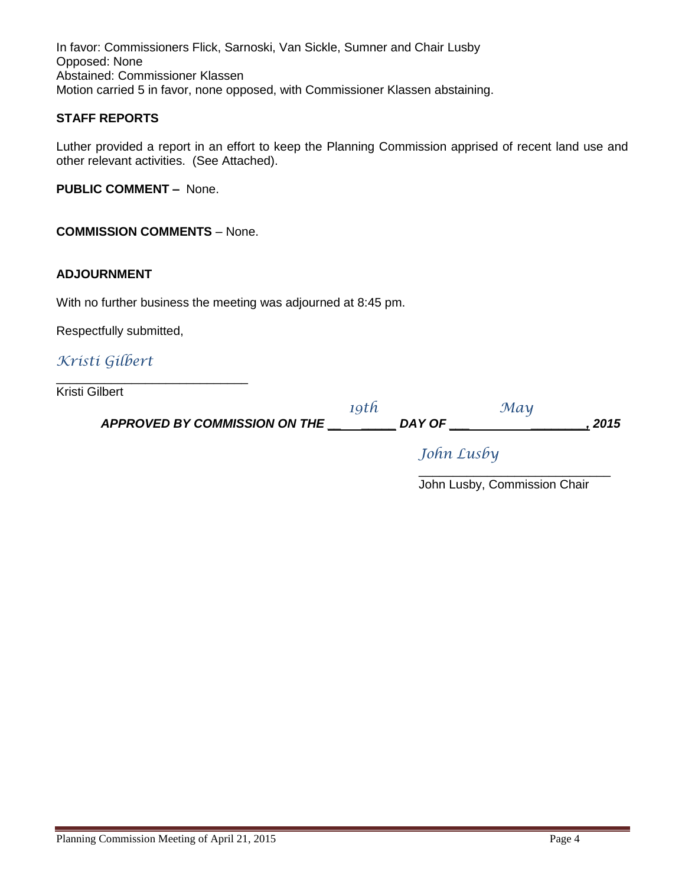In favor: Commissioners Flick, Sarnoski, Van Sickle, Sumner and Chair Lusby
Opposed: None
Abstained: Commissioner Klassen
Motion carried 5 in favor, none opposed, with Commissioner Klassen abstaining.

**STAFF REPORTS**

Luther provided a report in an effort to keep the Planning Commission apprised of recent land use and other relevant activities. (See Attached).

**PUBLIC COMMENT –** None.

**COMMISSION COMMENTS** – None.

**ADJOURNMENT**

With no further business the meeting was adjourned at 8:45 pm.

Respectfully submitted,

*Kristi Gilbert*
\_\_\_\_\_\_\_\_\_\_\_\_\_\_\_\_\_\_\_\_\_\_\_\_\_\_\_\_
Kristi Gilbert

***APPROVED BY COMMISSION ON THE*** *19th* ***DAY OF*** *May* ***, 2015***

*John Lusby*
\_\_\_\_\_\_\_\_\_\_\_\_\_\_\_\_\_\_\_\_\_\_\_\_\_\_\_\_
John Lusby, Commission Chair